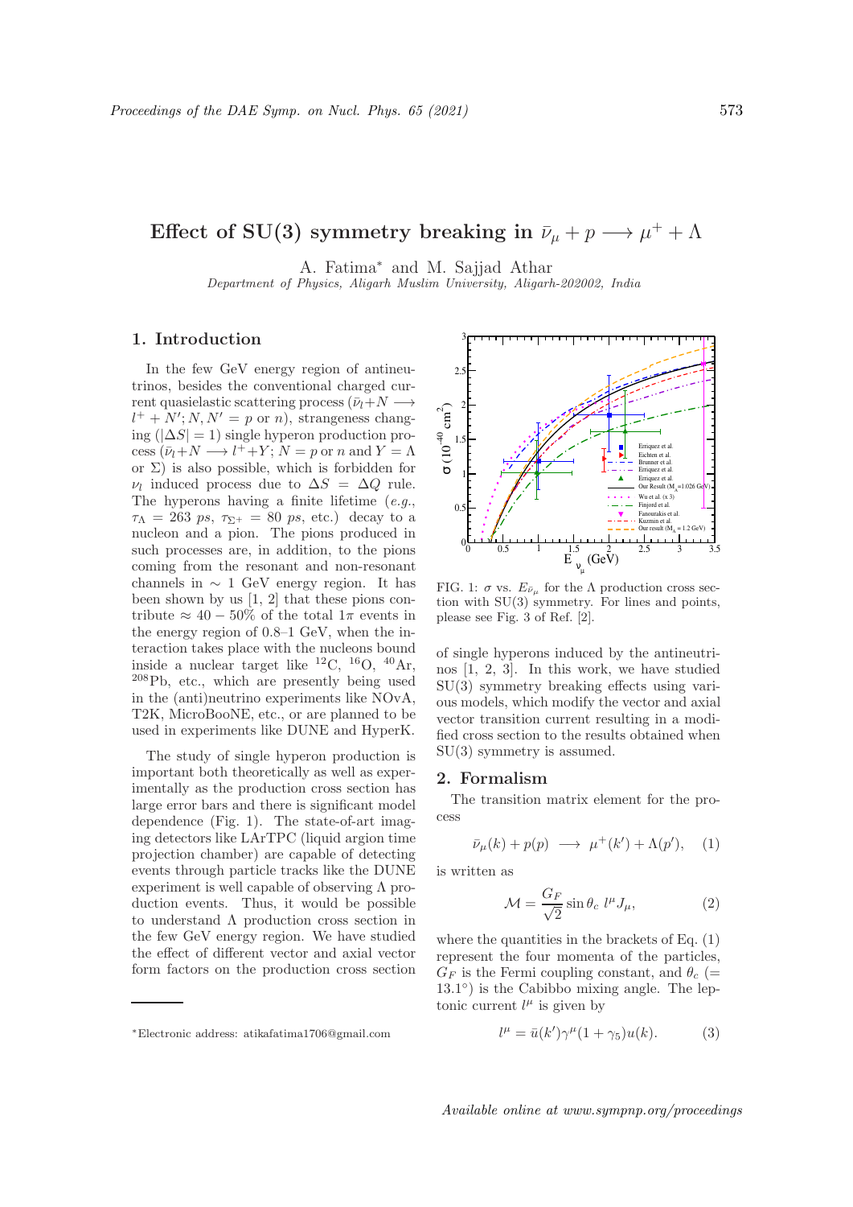# Effect of SU(3) symmetry breaking in $\bar{\nu}_\mu + p \longrightarrow \mu^+ + \Lambda$

A. Fatima* and M. Sajjad Athar

*Department of Physics, Aligarh Muslim University, Aligarh-202002, India*

## 1. Introduction

In the few GeV energy region of antineutrinos, besides the conventional charged current quasielastic scattering process ($\bar{\nu}_l + N \longrightarrow l^+ + N'; N, N' = p$ or $n$), strangeness changing ($|\Delta S| = 1$) single hyperon production process ($\bar{\nu}_l + N \longrightarrow l^+ + Y$; $N = p$ or $n$ and $Y = \Lambda$ or $\Sigma$) is also possible, which is forbidden for $\nu_l$ induced process due to $\Delta S = \Delta Q$ rule. The hyperons having a finite lifetime (*e.g.*, $\tau_\Lambda = 263\ ps$, $\tau_{\Sigma^+} = 80\ ps$, etc.) decay to a nucleon and a pion. The pions produced in such processes are, in addition, to the pions coming from the resonant and non-resonant channels in $\sim 1$ GeV energy region. It has been shown by us [1, 2] that these pions contribute $\approx 40 - 50\%$ of the total $1\pi$ events in the energy region of 0.8–1 GeV, when the interaction takes place with the nucleons bound inside a nuclear target like $^{12}$C, $^{16}$O, $^{40}$Ar, $^{208}$Pb, etc., which are presently being used in the (anti)neutrino experiments like NOvA, T2K, MicroBooNE, etc., or are planned to be used in experiments like DUNE and HyperK.

The study of single hyperon production is important both theoretically as well as experimentally as the production cross section has large error bars and there is significant model dependence (Fig. 1). The state-of-art imaging detectors like LArTPC (liquid argon time projection chamber) are capable of detecting events through particle tracks like the DUNE experiment is well capable of observing $\Lambda$ production events. Thus, it would be possible to understand $\Lambda$ production cross section in the few GeV energy region. We have studied the effect of different vector and axial vector form factors on the production cross section of single hyperons induced by the antineutrinos [1, 2, 3]. In this work, we have studied SU(3) symmetry breaking effects using various models, which modify the vector and axial vector transition current resulting in a modified cross section to the results obtained when SU(3) symmetry is assumed.

FIG. 1: $\sigma$ vs. $E_{\bar{\nu}_\mu}$ for the $\Lambda$ production cross section with SU(3) symmetry. For lines and points, please see Fig. 3 of Ref. [2].

## 2. Formalism

The transition matrix element for the process

$$\bar{\nu}_\mu(k) + p(p) \longrightarrow \mu^+(k') + \Lambda(p'), \quad (1)$$

is written as

$$\mathcal{M} = \frac{G_F}{\sqrt{2}} \sin\theta_c \; l^\mu J_\mu, \quad (2)$$

where the quantities in the brackets of Eq. (1) represent the four momenta of the particles, $G_F$ is the Fermi coupling constant, and $\theta_c$ ($= 13.1^\circ$) is the Cabibbo mixing angle. The leptonic current $l^\mu$ is given by

$$l^\mu = \bar{u}(k')\gamma^\mu(1 + \gamma_5)u(k). \quad (3)$$

*Electronic address: atikafatima1706@gmail.com

Available online at www.sympnp.org/proceedings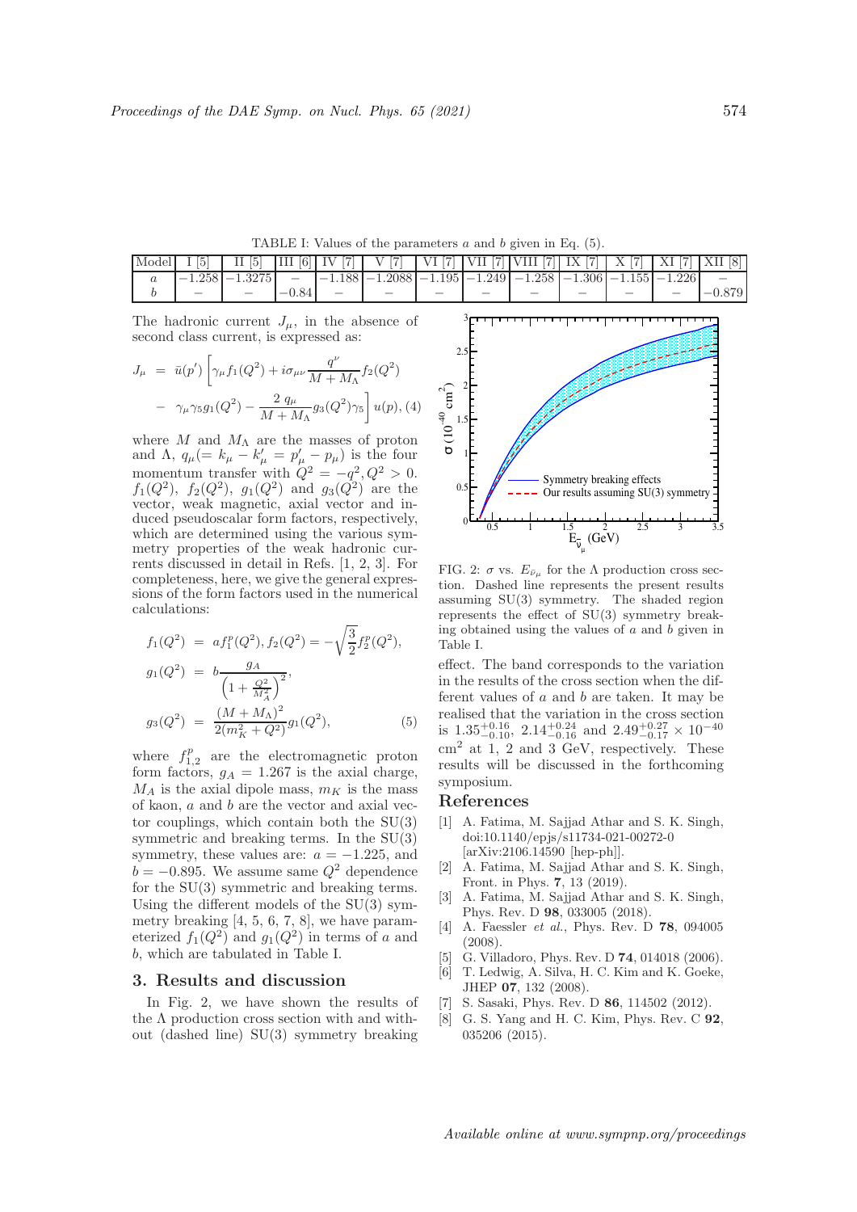TABLE I: Values of the parameters $a$ and $b$ given in Eq. (5).

| Model | I [5] | II [5] | III [6] | IV [7] | V [7] | VI [7] | VII [7] | VIII [7] | IX [7] | X [7] | XI [7] | XII [8] |
|---|---|---|---|---|---|---|---|---|---|---|---|---|
| $a$ | $-1.258$ | $-1.3275$ | $-$ | $-1.188$ | $-1.2088$ | $-1.195$ | $-1.249$ | $-1.258$ | $-1.306$ | $-1.155$ | $-1.226$ | $-$ |
| $b$ | $-$ | $-$ | $-0.84$ | $-$ | $-$ | $-$ | $-$ | $-$ | $-$ | $-$ | $-$ | $-0.879$ |

The hadronic current $J_\mu$, in the absence of second class current, is expressed as:

$$J_\mu = \bar{u}(p')\left[\gamma_\mu f_1(Q^2) + i\sigma_{\mu\nu}\frac{q^\nu}{M+M_\Lambda}f_2(Q^2) - \gamma_\mu\gamma_5 g_1(Q^2) - \frac{2\,q_\mu}{M+M_\Lambda}g_3(Q^2)\gamma_5\right]u(p), \quad (4)$$

where $M$ and $M_\Lambda$ are the masses of proton and $\Lambda$, $q_\mu(= k_\mu - k'_\mu = p'_\mu - p_\mu)$ is the four momentum transfer with $Q^2 = -q^2, Q^2 > 0$. $f_1(Q^2)$, $f_2(Q^2)$, $g_1(Q^2)$ and $g_3(Q^2)$ are the vector, weak magnetic, axial vector and induced pseudoscalar form factors, respectively, which are determined using the various symmetry properties of the weak hadronic currents discussed in detail in Refs. [1, 2, 3]. For completeness, here, we give the general expressions of the form factors used in the numerical calculations:

$$f_1(Q^2) = a f_1^p(Q^2), f_2(Q^2) = -\sqrt{\frac{3}{2}}f_2^p(Q^2),$$

$$g_1(Q^2) = b\frac{g_A}{\left(1+\frac{Q^2}{M_A^2}\right)^2},$$

$$g_3(Q^2) = \frac{(M+M_\Lambda)^2}{2(m_K^2+Q^2)}g_1(Q^2), \quad (5)$$

where $f_{1,2}^p$ are the electromagnetic proton form factors, $g_A = 1.267$ is the axial charge, $M_A$ is the axial dipole mass, $m_K$ is the mass of kaon, $a$ and $b$ are the vector and axial vector couplings, which contain both the SU(3) symmetric and breaking terms. In the SU(3) symmetry, these values are: $a = -1.225$, and $b = -0.895$. We assume same $Q^2$ dependence for the SU(3) symmetric and breaking terms. Using the different models of the SU(3) symmetry breaking [4, 5, 6, 7, 8], we have parameterized $f_1(Q^2)$ and $g_1(Q^2)$ in terms of $a$ and $b$, which are tabulated in Table I.

## 3. Results and discussion

In Fig. 2, we have shown the results of the $\Lambda$ production cross section with and without (dashed line) SU(3) symmetry breaking effect. The band corresponds to the variation in the results of the cross section when the different values of $a$ and $b$ are taken. It may be realised that the variation in the cross section is $1.35^{+0.16}_{-0.10}$, $2.14^{+0.24}_{-0.16}$ and $2.49^{+0.27}_{-0.17} \times 10^{-40}$ cm$^2$ at 1, 2 and 3 GeV, respectively. These results will be discussed in the forthcoming symposium.

$\sigma$ ($10^{-40}$ cm$^2$)

$E_{\bar{\nu}_\mu}$ (GeV)

Symmetry breaking effects

Our results assuming SU(3) symmetry

FIG. 2: $\sigma$ vs. $E_{\bar{\nu}_\mu}$ for the $\Lambda$ production cross section. Dashed line represents the present results assuming SU(3) symmetry. The shaded region represents the effect of SU(3) symmetry breaking obtained using the values of $a$ and $b$ given in Table I.

## References

[1] A. Fatima, M. Sajjad Athar and S. K. Singh, doi:10.1140/epjs/s11734-021-00272-0 [arXiv:2106.14590 [hep-ph]].

[2] A. Fatima, M. Sajjad Athar and S. K. Singh, Front. in Phys. **7**, 13 (2019).

[3] A. Fatima, M. Sajjad Athar and S. K. Singh, Phys. Rev. D **98**, 033005 (2018).

[4] A. Faessler *et al.*, Phys. Rev. D **78**, 094005 (2008).

[5] G. Villadoro, Phys. Rev. D **74**, 014018 (2006).

[6] T. Ledwig, A. Silva, H. C. Kim and K. Goeke, JHEP **07**, 132 (2008).

[7] S. Sasaki, Phys. Rev. D **86**, 114502 (2012).

[8] G. S. Yang and H. C. Kim, Phys. Rev. C **92**, 035206 (2015).